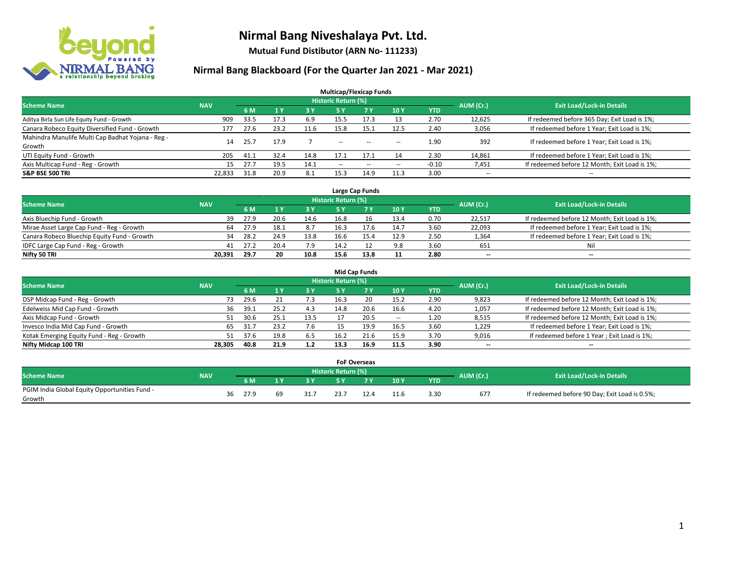# Nirmal Bang Niveshalaya Pvt. Ltd.

**Mutual Fund Distibutor (ARN No- 111233)**

## Nirmal Bang Blackboard (For the Quarter Jan 2021 - Mar 2021)

### Multicap/Flexicap Funds

| Scheme Name | NAV | Historic Return (%) | | | | | | | AUM (Cr.) | Exit Load/Lock-in Details |
|---|---|---|---|---|---|---|---|---|---|---|
| | | 6 M | 1 Y | 3 Y | 5 Y | 7 Y | 10 Y | YTD | | |
| Aditya Birla Sun Life Equity Fund - Growth | 909 | 33.5 | 17.3 | 6.9 | 15.5 | 17.3 | 13 | 2.70 | 12,625 | If redeemed before 365 Day; Exit Load is 1%; |
| Canara Robeco Equity Diversified Fund - Growth | 177 | 27.6 | 23.2 | 11.6 | 15.8 | 15.1 | 12.5 | 2.40 | 3,056 | If redeemed before 1 Year; Exit Load is 1%; |
| Mahindra Manulife Multi Cap Badhat Yojana - Reg - Growth | 14 | 25.7 | 17.9 | 7 | -- | -- | -- | 1.90 | 392 | If redeemed before 1 Year; Exit Load is 1%; |
| UTI Equity Fund - Growth | 205 | 41.1 | 32.4 | 14.8 | 17.1 | 17.1 | 14 | 2.30 | 14,861 | If redeemed before 1 Year; Exit Load is 1%; |
| Axis Multicap Fund - Reg - Growth | 15 | 27.7 | 19.5 | 14.1 | -- | -- | -- | -0.10 | 7,451 | If redeemed before 12 Month; Exit Load is 1%; |
| **S&P BSE 500 TRI** | **22,833** | **31.8** | **20.9** | **8.1** | **15.3** | **14.9** | **11.3** | **3.00** | -- | -- |

### Large Cap Funds

| Scheme Name | NAV | Historic Return (%) | | | | | | | AUM (Cr.) | Exit Load/Lock-in Details |
|---|---|---|---|---|---|---|---|---|---|---|
| | | 6 M | 1 Y | 3 Y | 5 Y | 7 Y | 10 Y | YTD | | |
| Axis Bluechip Fund - Growth | 39 | 27.9 | 20.6 | 14.6 | 16.8 | 16 | 13.4 | 0.70 | 22,517 | If redeemed before 12 Month; Exit Load is 1%; |
| Mirae Asset Large Cap Fund - Reg - Growth | 64 | 27.9 | 18.1 | 8.7 | 16.3 | 17.6 | 14.7 | 3.60 | 22,093 | If redeemed before 1 Year; Exit Load is 1%; |
| Canara Robeco Bluechip Equity Fund - Growth | 34 | 28.2 | 24.9 | 13.8 | 16.6 | 15.4 | 12.9 | 2.50 | 1,364 | If redeemed before 1 Year; Exit Load is 1%; |
| IDFC Large Cap Fund - Reg - Growth | 41 | 27.2 | 20.4 | 7.9 | 14.2 | 12 | 9.8 | 3.60 | 651 | Nil |
| **Nifty 50 TRI** | **20,391** | **29.7** | **20** | **10.8** | **15.6** | **13.8** | **11** | **2.80** | -- | -- |

### Mid Cap Funds

| Scheme Name | NAV | Historic Return (%) | | | | | | | AUM (Cr.) | Exit Load/Lock-in Details |
|---|---|---|---|---|---|---|---|---|---|---|
| | | 6 M | 1 Y | 3 Y | 5 Y | 7 Y | 10 Y | YTD | | |
| DSP Midcap Fund - Reg - Growth | 73 | 29.6 | 21 | 7.3 | 16.3 | 20 | 15.2 | 2.90 | 9,823 | If redeemed before 12 Month; Exit Load is 1%; |
| Edelweiss Mid Cap Fund - Growth | 36 | 39.1 | 25.2 | 4.3 | 14.8 | 20.6 | 16.6 | 4.20 | 1,057 | If redeemed before 12 Month; Exit Load is 1%; |
| Axis Midcap Fund - Growth | 51 | 30.6 | 25.1 | 13.5 | 17 | 20.5 | -- | 1.20 | 8,515 | If redeemed before 12 Month; Exit Load is 1%; |
| Invesco India Mid Cap Fund - Growth | 65 | 31.7 | 23.2 | 7.6 | 15 | 19.9 | 16.5 | 3.60 | 1,229 | If redeemed before 1 Year; Exit Load is 1%; |
| Kotak Emerging Equity Fund - Reg - Growth | 51 | 37.6 | 19.8 | 6.5 | 16.2 | 21.6 | 15.9 | 3.70 | 9,016 | If redeemed before 1 Year ; Exit Load is 1%; |
| **Nifty Midcap 100 TRI** | **28,305** | **40.8** | **21.9** | **1.2** | **13.3** | **16.9** | **11.5** | **3.90** | -- | -- |

### FoF Overseas

| Scheme Name | NAV | Historic Return (%) | | | | | | | AUM (Cr.) | Exit Load/Lock-in Details |
|---|---|---|---|---|---|---|---|---|---|---|
| | | 6 M | 1 Y | 3 Y | 5 Y | 7 Y | 10 Y | YTD | | |
| PGIM India Global Equity Opportunities Fund - Growth | 36 | 27.9 | 69 | 31.7 | 23.7 | 12.4 | 11.6 | 3.30 | 677 | If redeemed before 90 Day; Exit Load is 0.5%; |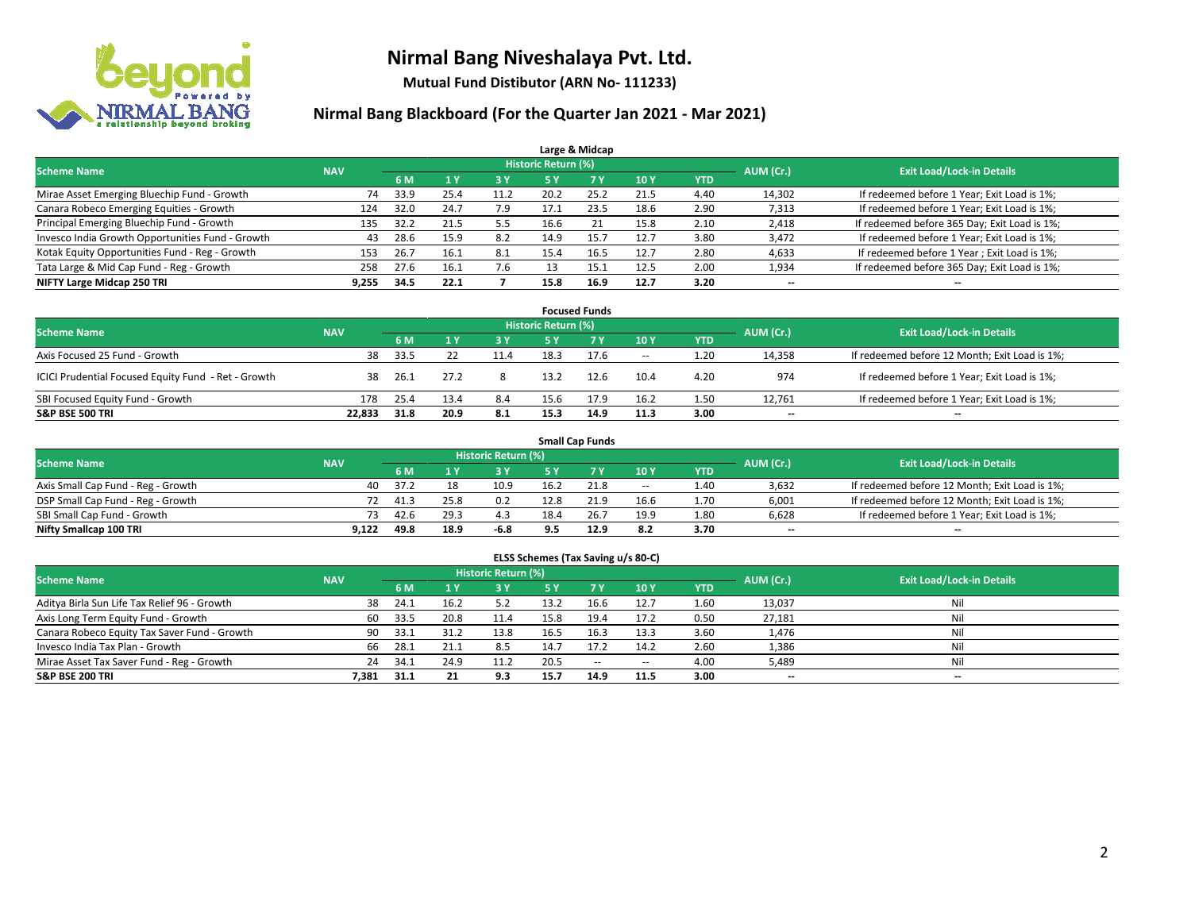# Nirmal Bang Niveshalaya Pvt. Ltd.

**Mutual Fund Distibutor (ARN No- 111233)**

## Nirmal Bang Blackboard (For the Quarter Jan 2021 - Mar 2021)

### Large & Midcap

| Scheme Name | NAV | Historic Return (%) | | | | | | | AUM (Cr.) | Exit Load/Lock-in Details |
|---|---|---|---|---|---|---|---|---|---|---|
| | | 6 M | 1 Y | 3 Y | 5 Y | 7 Y | 10 Y | YTD | | |
| Mirae Asset Emerging Bluechip Fund - Growth | 74 | 33.9 | 25.4 | 11.2 | 20.2 | 25.2 | 21.5 | 4.40 | 14,302 | If redeemed before 1 Year; Exit Load is 1%; |
| Canara Robeco Emerging Equities - Growth | 124 | 32.0 | 24.7 | 7.9 | 17.1 | 23.5 | 18.6 | 2.90 | 7,313 | If redeemed before 1 Year; Exit Load is 1%; |
| Principal Emerging Bluechip Fund - Growth | 135 | 32.2 | 21.5 | 5.5 | 16.6 | 21 | 15.8 | 2.10 | 2,418 | If redeemed before 365 Day; Exit Load is 1%; |
| Invesco India Growth Opportunities Fund - Growth | 43 | 28.6 | 15.9 | 8.2 | 14.9 | 15.7 | 12.7 | 3.80 | 3,472 | If redeemed before 1 Year; Exit Load is 1%; |
| Kotak Equity Opportunities Fund - Reg - Growth | 153 | 26.7 | 16.1 | 8.1 | 15.4 | 16.5 | 12.7 | 2.80 | 4,633 | If redeemed before 1 Year ; Exit Load is 1%; |
| Tata Large & Mid Cap Fund - Reg - Growth | 258 | 27.6 | 16.1 | 7.6 | 13 | 15.1 | 12.5 | 2.00 | 1,934 | If redeemed before 365 Day; Exit Load is 1%; |
| **NIFTY Large Midcap 250 TRI** | **9,255** | **34.5** | **22.1** | **7** | **15.8** | **16.9** | **12.7** | **3.20** | **--** | **--** |

### Focused Funds

| Scheme Name | NAV | Historic Return (%) | | | | | | | AUM (Cr.) | Exit Load/Lock-in Details |
|---|---|---|---|---|---|---|---|---|---|---|
| | | 6 M | 1 Y | 3 Y | 5 Y | 7 Y | 10 Y | YTD | | |
| Axis Focused 25 Fund - Growth | 38 | 33.5 | 22 | 11.4 | 18.3 | 17.6 | -- | 1.20 | 14,358 | If redeemed before 12 Month; Exit Load is 1%; |
| ICICI Prudential Focused Equity Fund - Ret - Growth | 38 | 26.1 | 27.2 | 8 | 13.2 | 12.6 | 10.4 | 4.20 | 974 | If redeemed before 1 Year; Exit Load is 1%; |
| SBI Focused Equity Fund - Growth | 178 | 25.4 | 13.4 | 8.4 | 15.6 | 17.9 | 16.2 | 1.50 | 12,761 | If redeemed before 1 Year; Exit Load is 1%; |
| **S&P BSE 500 TRI** | **22,833** | **31.8** | **20.9** | **8.1** | **15.3** | **14.9** | **11.3** | **3.00** | **--** | **--** |

### Small Cap Funds

| Scheme Name | NAV | Historic Return (%) | | | | | | | AUM (Cr.) | Exit Load/Lock-in Details |
|---|---|---|---|---|---|---|---|---|---|---|
| | | 6 M | 1 Y | 3 Y | 5 Y | 7 Y | 10 Y | YTD | | |
| Axis Small Cap Fund - Reg - Growth | 40 | 37.2 | 18 | 10.9 | 16.2 | 21.8 | -- | 1.40 | 3,632 | If redeemed before 12 Month; Exit Load is 1%; |
| DSP Small Cap Fund - Reg - Growth | 72 | 41.3 | 25.8 | 0.2 | 12.8 | 21.9 | 16.6 | 1.70 | 6,001 | If redeemed before 12 Month; Exit Load is 1%; |
| SBI Small Cap Fund - Growth | 73 | 42.6 | 29.3 | 4.3 | 18.4 | 26.7 | 19.9 | 1.80 | 6,628 | If redeemed before 1 Year; Exit Load is 1%; |
| **Nifty Smallcap 100 TRI** | **9,122** | **49.8** | **18.9** | **-6.8** | **9.5** | **12.9** | **8.2** | **3.70** | **--** | **--** |

### ELSS Schemes (Tax Saving u/s 80-C)

| Scheme Name | NAV | Historic Return (%) | | | | | | | AUM (Cr.) | Exit Load/Lock-in Details |
|---|---|---|---|---|---|---|---|---|---|---|
| | | 6 M | 1 Y | 3 Y | 5 Y | 7 Y | 10 Y | YTD | | |
| Aditya Birla Sun Life Tax Relief 96 - Growth | 38 | 24.1 | 16.2 | 5.2 | 13.2 | 16.6 | 12.7 | 1.60 | 13,037 | Nil |
| Axis Long Term Equity Fund - Growth | 60 | 33.5 | 20.8 | 11.4 | 15.8 | 19.4 | 17.2 | 0.50 | 27,181 | Nil |
| Canara Robeco Equity Tax Saver Fund - Growth | 90 | 33.1 | 31.2 | 13.8 | 16.5 | 16.3 | 13.3 | 3.60 | 1,476 | Nil |
| Invesco India Tax Plan - Growth | 66 | 28.1 | 21.1 | 8.5 | 14.7 | 17.2 | 14.2 | 2.60 | 1,386 | Nil |
| Mirae Asset Tax Saver Fund - Reg - Growth | 24 | 34.1 | 24.9 | 11.2 | 20.5 | -- | -- | 4.00 | 5,489 | Nil |
| **S&P BSE 200 TRI** | **7,381** | **31.1** | **21** | **9.3** | **15.7** | **14.9** | **11.5** | **3.00** | **--** | **--** |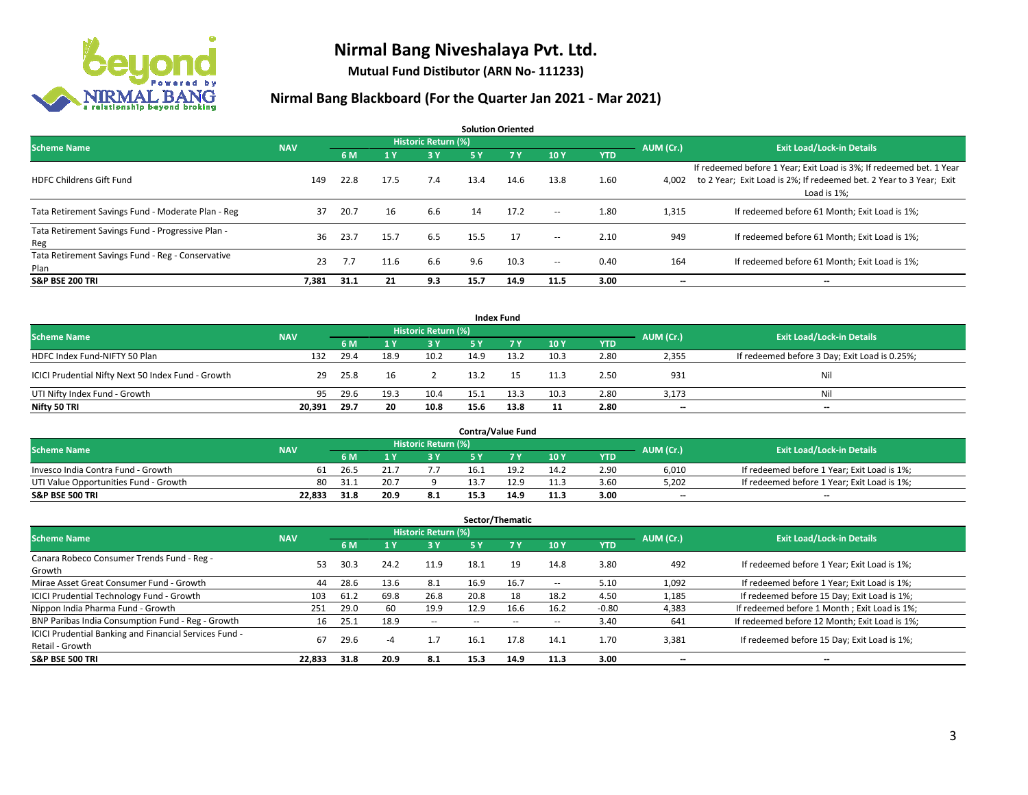# Nirmal Bang Niveshalaya Pvt. Ltd.

**Mutual Fund Distibutor (ARN No- 111233)**

## Nirmal Bang Blackboard (For the Quarter Jan 2021 - Mar 2021)

### Solution Oriented

| Scheme Name | NAV | Historic Return (%) | | | | | | | AUM (Cr.) | Exit Load/Lock-in Details |
|---|---|---|---|---|---|---|---|---|---|---|
| | | 6 M | 1 Y | 3 Y | 5 Y | 7 Y | 10 Y | YTD | | |
| HDFC Childrens Gift Fund | 149 | 22.8 | 17.5 | 7.4 | 13.4 | 14.6 | 13.8 | 1.60 | 4,002 | If redeemed before 1 Year; Exit Load is 3%; If redeemed bet. 1 Year to 2 Year; Exit Load is 2%; If redeemed bet. 2 Year to 3 Year; Exit Load is 1%; |
| Tata Retirement Savings Fund - Moderate Plan - Reg | 37 | 20.7 | 16 | 6.6 | 14 | 17.2 | -- | 1.80 | 1,315 | If redeemed before 61 Month; Exit Load is 1%; |
| Tata Retirement Savings Fund - Progressive Plan - Reg | 36 | 23.7 | 15.7 | 6.5 | 15.5 | 17 | -- | 2.10 | 949 | If redeemed before 61 Month; Exit Load is 1%; |
| Tata Retirement Savings Fund - Reg - Conservative Plan | 23 | 7.7 | 11.6 | 6.6 | 9.6 | 10.3 | -- | 0.40 | 164 | If redeemed before 61 Month; Exit Load is 1%; |
| **S&P BSE 200 TRI** | **7,381** | **31.1** | **21** | **9.3** | **15.7** | **14.9** | **11.5** | **3.00** | **--** | **--** |

### Index Fund

| Scheme Name | NAV | Historic Return (%) | | | | | | | AUM (Cr.) | Exit Load/Lock-in Details |
|---|---|---|---|---|---|---|---|---|---|---|
| | | 6 M | 1 Y | 3 Y | 5 Y | 7 Y | 10 Y | YTD | | |
| HDFC Index Fund-NIFTY 50 Plan | 132 | 29.4 | 18.9 | 10.2 | 14.9 | 13.2 | 10.3 | 2.80 | 2,355 | If redeemed before 3 Day; Exit Load is 0.25%; |
| ICICI Prudential Nifty Next 50 Index Fund - Growth | 29 | 25.8 | 16 | 2 | 13.2 | 15 | 11.3 | 2.50 | 931 | Nil |
| UTI Nifty Index Fund - Growth | 95 | 29.6 | 19.3 | 10.4 | 15.1 | 13.3 | 10.3 | 2.80 | 3,173 | Nil |
| **Nifty 50 TRI** | **20,391** | **29.7** | **20** | **10.8** | **15.6** | **13.8** | **11** | **2.80** | **--** | **--** |

### Contra/Value Fund

| Scheme Name | NAV | Historic Return (%) | | | | | | | AUM (Cr.) | Exit Load/Lock-in Details |
|---|---|---|---|---|---|---|---|---|---|---|
| | | 6 M | 1 Y | 3 Y | 5 Y | 7 Y | 10 Y | YTD | | |
| Invesco India Contra Fund - Growth | 61 | 26.5 | 21.7 | 7.7 | 16.1 | 19.2 | 14.2 | 2.90 | 6,010 | If redeemed before 1 Year; Exit Load is 1%; |
| UTI Value Opportunities Fund - Growth | 80 | 31.1 | 20.7 | 9 | 13.7 | 12.9 | 11.3 | 3.60 | 5,202 | If redeemed before 1 Year; Exit Load is 1%; |
| **S&P BSE 500 TRI** | **22,833** | **31.8** | **20.9** | **8.1** | **15.3** | **14.9** | **11.3** | **3.00** | **--** | **--** |

### Sector/Thematic

| Scheme Name | NAV | Historic Return (%) | | | | | | | AUM (Cr.) | Exit Load/Lock-in Details |
|---|---|---|---|---|---|---|---|---|---|---|
| | | 6 M | 1 Y | 3 Y | 5 Y | 7 Y | 10 Y | YTD | | |
| Canara Robeco Consumer Trends Fund - Reg - Growth | 53 | 30.3 | 24.2 | 11.9 | 18.1 | 19 | 14.8 | 3.80 | 492 | If redeemed before 1 Year; Exit Load is 1%; |
| Mirae Asset Great Consumer Fund - Growth | 44 | 28.6 | 13.6 | 8.1 | 16.9 | 16.7 | -- | 5.10 | 1,092 | If redeemed before 1 Year; Exit Load is 1%; |
| ICICI Prudential Technology Fund - Growth | 103 | 61.2 | 69.8 | 26.8 | 20.8 | 18 | 18.2 | 4.50 | 1,185 | If redeemed before 15 Day; Exit Load is 1%; |
| Nippon India Pharma Fund - Growth | 251 | 29.0 | 60 | 19.9 | 12.9 | 16.6 | 16.2 | -0.80 | 4,383 | If redeemed before 1 Month ; Exit Load is 1%; |
| BNP Paribas India Consumption Fund - Reg - Growth | 16 | 25.1 | 18.9 | -- | -- | -- | -- | 3.40 | 641 | If redeemed before 12 Month; Exit Load is 1%; |
| ICICI Prudential Banking and Financial Services Fund - Retail - Growth | 67 | 29.6 | -4 | 1.7 | 16.1 | 17.8 | 14.1 | 1.70 | 3,381 | If redeemed before 15 Day; Exit Load is 1%; |
| **S&P BSE 500 TRI** | **22,833** | **31.8** | **20.9** | **8.1** | **15.3** | **14.9** | **11.3** | **3.00** | **--** | **--** |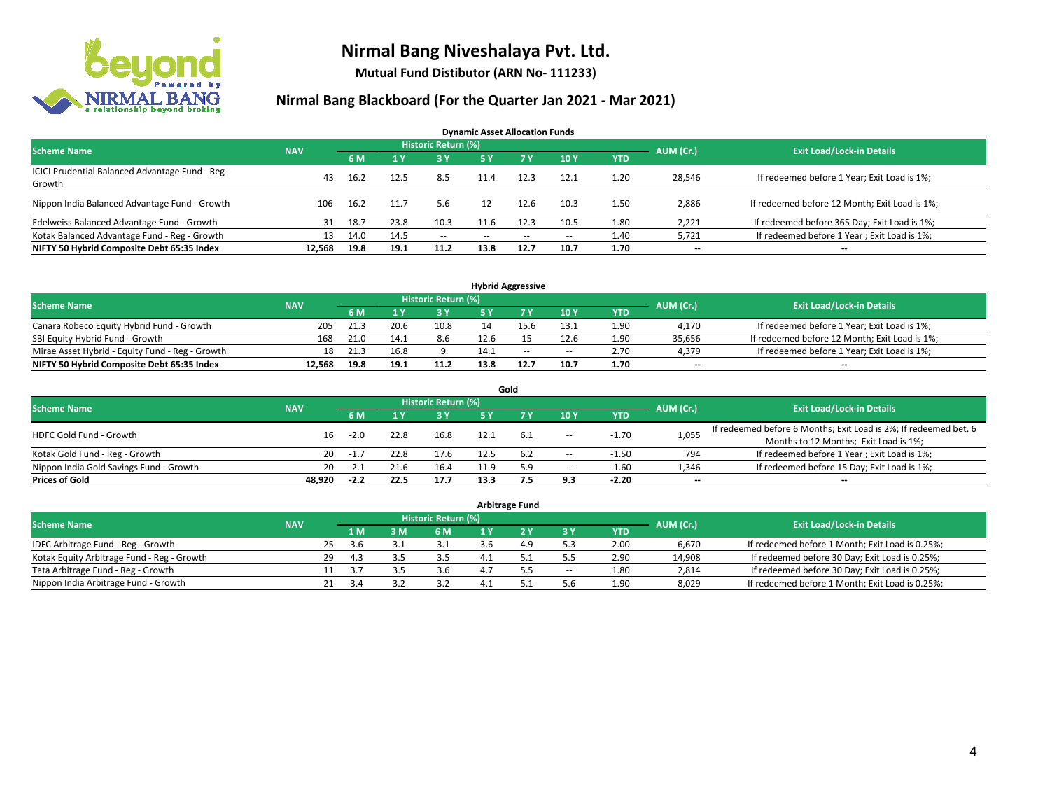# Nirmal Bang Niveshalaya Pvt. Ltd.

**Mutual Fund Distibutor (ARN No- 111233)**

## Nirmal Bang Blackboard (For the Quarter Jan 2021 - Mar 2021)

### Dynamic Asset Allocation Funds

| Scheme Name | NAV | Historic Return (%) | | | | | | | AUM (Cr.) | Exit Load/Lock-in Details |
|---|---|---|---|---|---|---|---|---|---|---|
| | | 6 M | 1 Y | 3 Y | 5 Y | 7 Y | 10 Y | YTD | | |
| ICICI Prudential Balanced Advantage Fund - Reg - Growth | 43 | 16.2 | 12.5 | 8.5 | 11.4 | 12.3 | 12.1 | 1.20 | 28,546 | If redeemed before 1 Year; Exit Load is 1%; |
| Nippon India Balanced Advantage Fund - Growth | 106 | 16.2 | 11.7 | 5.6 | 12 | 12.6 | 10.3 | 1.50 | 2,886 | If redeemed before 12 Month; Exit Load is 1%; |
| Edelweiss Balanced Advantage Fund - Growth | 31 | 18.7 | 23.8 | 10.3 | 11.6 | 12.3 | 10.5 | 1.80 | 2,221 | If redeemed before 365 Day; Exit Load is 1%; |
| Kotak Balanced Advantage Fund - Reg - Growth | 13 | 14.0 | 14.5 | -- | -- | -- | -- | 1.40 | 5,721 | If redeemed before 1 Year ; Exit Load is 1%; |
| **NIFTY 50 Hybrid Composite Debt 65:35 Index** | **12,568** | **19.8** | **19.1** | **11.2** | **13.8** | **12.7** | **10.7** | **1.70** | **--** | **--** |

### Hybrid Aggressive

| Scheme Name | NAV | Historic Return (%) | | | | | | | AUM (Cr.) | Exit Load/Lock-in Details |
|---|---|---|---|---|---|---|---|---|---|---|
| | | 6 M | 1 Y | 3 Y | 5 Y | 7 Y | 10 Y | YTD | | |
| Canara Robeco Equity Hybrid Fund - Growth | 205 | 21.3 | 20.6 | 10.8 | 14 | 15.6 | 13.1 | 1.90 | 4,170 | If redeemed before 1 Year; Exit Load is 1%; |
| SBI Equity Hybrid Fund - Growth | 168 | 21.0 | 14.1 | 8.6 | 12.6 | 15 | 12.6 | 1.90 | 35,656 | If redeemed before 12 Month; Exit Load is 1%; |
| Mirae Asset Hybrid - Equity Fund - Reg - Growth | 18 | 21.3 | 16.8 | 9 | 14.1 | -- | -- | 2.70 | 4,379 | If redeemed before 1 Year; Exit Load is 1%; |
| **NIFTY 50 Hybrid Composite Debt 65:35 Index** | **12,568** | **19.8** | **19.1** | **11.2** | **13.8** | **12.7** | **10.7** | **1.70** | **--** | **--** |

### Gold

| Scheme Name | NAV | Historic Return (%) | | | | | | | AUM (Cr.) | Exit Load/Lock-in Details |
|---|---|---|---|---|---|---|---|---|---|---|
| | | 6 M | 1 Y | 3 Y | 5 Y | 7 Y | 10 Y | YTD | | |
| HDFC Gold Fund - Growth | 16 | -2.0 | 22.8 | 16.8 | 12.1 | 6.1 | -- | -1.70 | 1,055 | If redeemed before 6 Months; Exit Load is 2%; If redeemed bet. 6 Months to 12 Months; Exit Load is 1%; |
| Kotak Gold Fund - Reg - Growth | 20 | -1.7 | 22.8 | 17.6 | 12.5 | 6.2 | -- | -1.50 | 794 | If redeemed before 1 Year ; Exit Load is 1%; |
| Nippon India Gold Savings Fund - Growth | 20 | -2.1 | 21.6 | 16.4 | 11.9 | 5.9 | -- | -1.60 | 1,346 | If redeemed before 15 Day; Exit Load is 1%; |
| **Prices of Gold** | **48,920** | **-2.2** | **22.5** | **17.7** | **13.3** | **7.5** | **9.3** | **-2.20** | **--** | **--** |

### Arbitrage Fund

| Scheme Name | NAV | Historic Return (%) | | | | | | | AUM (Cr.) | Exit Load/Lock-in Details |
|---|---|---|---|---|---|---|---|---|---|---|
| | | 1 M | 3 M | 6 M | 1 Y | 2 Y | 3 Y | YTD | | |
| IDFC Arbitrage Fund - Reg - Growth | 25 | 3.6 | 3.1 | 3.1 | 3.6 | 4.9 | 5.3 | 2.00 | 6,670 | If redeemed before 1 Month; Exit Load is 0.25%; |
| Kotak Equity Arbitrage Fund - Reg - Growth | 29 | 4.3 | 3.5 | 3.5 | 4.1 | 5.1 | 5.5 | 2.90 | 14,908 | If redeemed before 30 Day; Exit Load is 0.25%; |
| Tata Arbitrage Fund - Reg - Growth | 11 | 3.7 | 3.5 | 3.6 | 4.7 | 5.5 | -- | 1.80 | 2,814 | If redeemed before 30 Day; Exit Load is 0.25%; |
| Nippon India Arbitrage Fund - Growth | 21 | 3.4 | 3.2 | 3.2 | 4.1 | 5.1 | 5.6 | 1.90 | 8,029 | If redeemed before 1 Month; Exit Load is 0.25%; |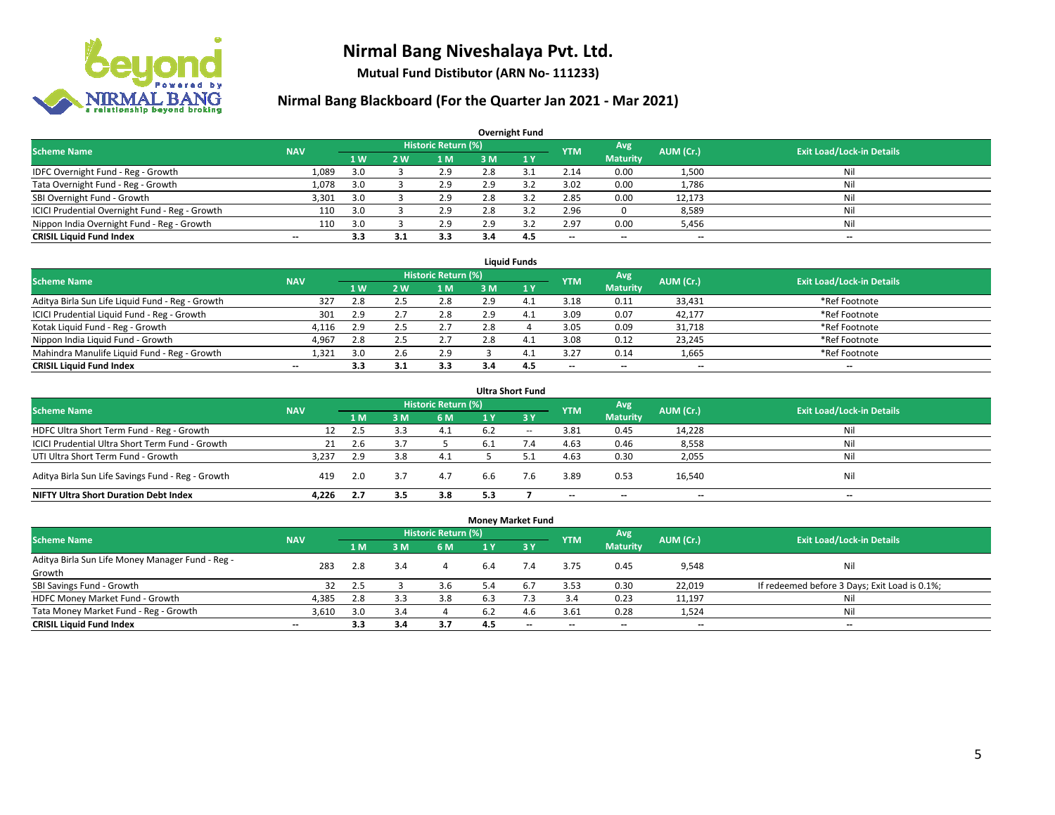# Nirmal Bang Niveshalaya Pvt. Ltd.

**Mutual Fund Distibutor (ARN No- 111233)**

## Nirmal Bang Blackboard (For the Quarter Jan 2021 - Mar 2021)

### Overnight Fund

| Scheme Name | NAV | Historic Return (%) | | | | | YTM | Avg Maturity | AUM (Cr.) | Exit Load/Lock-in Details |
|---|---|---|---|---|---|---|---|---|---|---|
| | | 1 W | 2 W | 1 M | 3 M | 1 Y | | | | |
| IDFC Overnight Fund - Reg - Growth | 1,089 | 3.0 | 3 | 2.9 | 2.8 | 3.1 | 2.14 | 0.00 | 1,500 | Nil |
| Tata Overnight Fund - Reg - Growth | 1,078 | 3.0 | 3 | 2.9 | 2.9 | 3.2 | 3.02 | 0.00 | 1,786 | Nil |
| SBI Overnight Fund - Growth | 3,301 | 3.0 | 3 | 2.9 | 2.8 | 3.2 | 2.85 | 0.00 | 12,173 | Nil |
| ICICI Prudential Overnight Fund - Reg - Growth | 110 | 3.0 | 3 | 2.9 | 2.8 | 3.2 | 2.96 | 0 | 8,589 | Nil |
| Nippon India Overnight Fund - Reg - Growth | 110 | 3.0 | 3 | 2.9 | 2.9 | 3.2 | 2.97 | 0.00 | 5,456 | Nil |
| **CRISIL Liquid Fund Index** | -- | **3.3** | **3.1** | **3.3** | **3.4** | **4.5** | -- | -- | -- | -- |

### Liquid Funds

| Scheme Name | NAV | Historic Return (%) | | | | | YTM | Avg Maturity | AUM (Cr.) | Exit Load/Lock-in Details |
|---|---|---|---|---|---|---|---|---|---|---|
| | | 1 W | 2 W | 1 M | 3 M | 1 Y | | | | |
| Aditya Birla Sun Life Liquid Fund - Reg - Growth | 327 | 2.8 | 2.5 | 2.8 | 2.9 | 4.1 | 3.18 | 0.11 | 33,431 | *Ref Footnote |
| ICICI Prudential Liquid Fund - Reg - Growth | 301 | 2.9 | 2.7 | 2.8 | 2.9 | 4.1 | 3.09 | 0.07 | 42,177 | *Ref Footnote |
| Kotak Liquid Fund - Reg - Growth | 4,116 | 2.9 | 2.5 | 2.7 | 2.8 | 4 | 3.05 | 0.09 | 31,718 | *Ref Footnote |
| Nippon India Liquid Fund - Growth | 4,967 | 2.8 | 2.5 | 2.7 | 2.8 | 4.1 | 3.08 | 0.12 | 23,245 | *Ref Footnote |
| Mahindra Manulife Liquid Fund - Reg - Growth | 1,321 | 3.0 | 2.6 | 2.9 | 3 | 4.1 | 3.27 | 0.14 | 1,665 | *Ref Footnote |
| **CRISIL Liquid Fund Index** | -- | **3.3** | **3.1** | **3.3** | **3.4** | **4.5** | -- | -- | -- | -- |

### Ultra Short Fund

| Scheme Name | NAV | Historic Return (%) | | | | | YTM | Avg Maturity | AUM (Cr.) | Exit Load/Lock-in Details |
|---|---|---|---|---|---|---|---|---|---|---|
| | | 1 M | 3 M | 6 M | 1 Y | 3 Y | | | | |
| HDFC Ultra Short Term Fund - Reg - Growth | 12 | 2.5 | 3.3 | 4.1 | 6.2 | -- | 3.81 | 0.45 | 14,228 | Nil |
| ICICI Prudential Ultra Short Term Fund - Growth | 21 | 2.6 | 3.7 | 5 | 6.1 | 7.4 | 4.63 | 0.46 | 8,558 | Nil |
| UTI Ultra Short Term Fund - Growth | 3,237 | 2.9 | 3.8 | 4.1 | 5 | 5.1 | 4.63 | 0.30 | 2,055 | Nil |
| Aditya Birla Sun Life Savings Fund - Reg - Growth | 419 | 2.0 | 3.7 | 4.7 | 6.6 | 7.6 | 3.89 | 0.53 | 16,540 | Nil |
| **NIFTY Ultra Short Duration Debt Index** | **4,226** | **2.7** | **3.5** | **3.8** | **5.3** | **7** | -- | -- | -- | -- |

### Money Market Fund

| Scheme Name | NAV | Historic Return (%) | | | | | YTM | Avg Maturity | AUM (Cr.) | Exit Load/Lock-in Details |
|---|---|---|---|---|---|---|---|---|---|---|
| | | 1 M | 3 M | 6 M | 1 Y | 3 Y | | | | |
| Aditya Birla Sun Life Money Manager Fund - Reg - Growth | 283 | 2.8 | 3.4 | 4 | 6.4 | 7.4 | 3.75 | 0.45 | 9,548 | Nil |
| SBI Savings Fund - Growth | 32 | 2.5 | 3 | 3.6 | 5.4 | 6.7 | 3.53 | 0.30 | 22,019 | If redeemed before 3 Days; Exit Load is 0.1%; |
| HDFC Money Market Fund - Growth | 4,385 | 2.8 | 3.3 | 3.8 | 6.3 | 7.3 | 3.4 | 0.23 | 11,197 | Nil |
| Tata Money Market Fund - Reg - Growth | 3,610 | 3.0 | 3.4 | 4 | 6.2 | 4.6 | 3.61 | 0.28 | 1,524 | Nil |
| **CRISIL Liquid Fund Index** | -- | **3.3** | **3.4** | **3.7** | **4.5** | -- | -- | -- | -- | -- |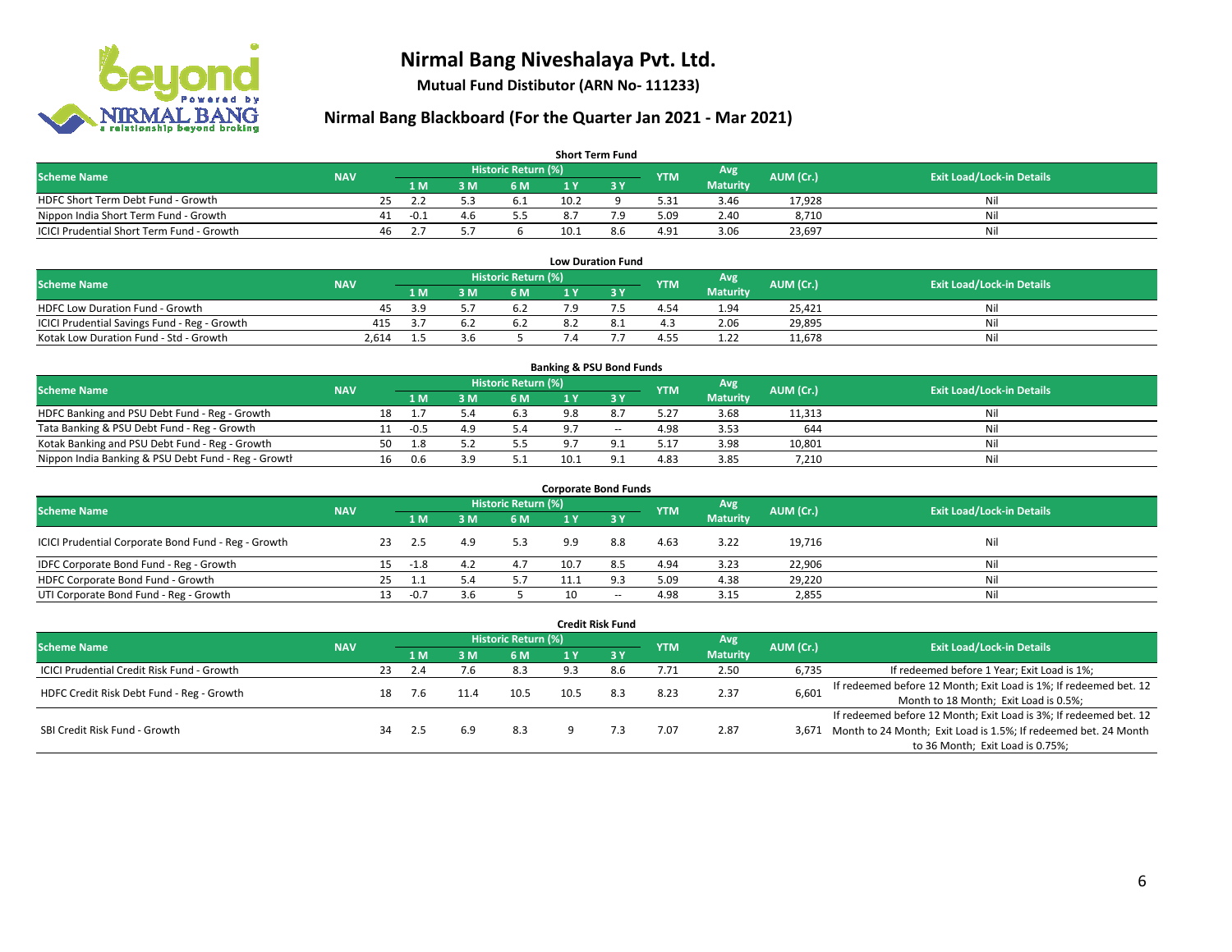# Nirmal Bang Niveshalaya Pvt. Ltd.

**Mutual Fund Distibutor (ARN No- 111233)**

## Nirmal Bang Blackboard (For the Quarter Jan 2021 - Mar 2021)

### Short Term Fund

| Scheme Name | NAV | Historic Return (%) | | | | | YTM | Avg Maturity | AUM (Cr.) | Exit Load/Lock-in Details |
|---|---|---|---|---|---|---|---|---|---|---|
| | | 1 M | 3 M | 6 M | 1 Y | 3 Y | | | | |
| HDFC Short Term Debt Fund - Growth | 25 | 2.2 | 5.3 | 6.1 | 10.2 | 9 | 5.31 | 3.46 | 17,928 | Nil |
| Nippon India Short Term Fund - Growth | 41 | -0.1 | 4.6 | 5.5 | 8.7 | 7.9 | 5.09 | 2.40 | 8,710 | Nil |
| ICICI Prudential Short Term Fund - Growth | 46 | 2.7 | 5.7 | 6 | 10.1 | 8.6 | 4.91 | 3.06 | 23,697 | Nil |

### Low Duration Fund

| Scheme Name | NAV | Historic Return (%) | | | | | YTM | Avg Maturity | AUM (Cr.) | Exit Load/Lock-in Details |
|---|---|---|---|---|---|---|---|---|---|---|
| | | 1 M | 3 M | 6 M | 1 Y | 3 Y | | | | |
| HDFC Low Duration Fund - Growth | 45 | 3.9 | 5.7 | 6.2 | 7.9 | 7.5 | 4.54 | 1.94 | 25,421 | Nil |
| ICICI Prudential Savings Fund - Reg - Growth | 415 | 3.7 | 6.2 | 6.2 | 8.2 | 8.1 | 4.3 | 2.06 | 29,895 | Nil |
| Kotak Low Duration Fund - Std - Growth | 2,614 | 1.5 | 3.6 | 5 | 7.4 | 7.7 | 4.55 | 1.22 | 11,678 | Nil |

### Banking & PSU Bond Funds

| Scheme Name | NAV | Historic Return (%) | | | | | YTM | Avg Maturity | AUM (Cr.) | Exit Load/Lock-in Details |
|---|---|---|---|---|---|---|---|---|---|---|
| | | 1 M | 3 M | 6 M | 1 Y | 3 Y | | | | |
| HDFC Banking and PSU Debt Fund - Reg - Growth | 18 | 1.7 | 5.4 | 6.3 | 9.8 | 8.7 | 5.27 | 3.68 | 11,313 | Nil |
| Tata Banking & PSU Debt Fund - Reg - Growth | 11 | -0.5 | 4.9 | 5.4 | 9.7 | -- | 4.98 | 3.53 | 644 | Nil |
| Kotak Banking and PSU Debt Fund - Reg - Growth | 50 | 1.8 | 5.2 | 5.5 | 9.7 | 9.1 | 5.17 | 3.98 | 10,801 | Nil |
| Nippon India Banking & PSU Debt Fund - Reg - Growth | 16 | 0.6 | 3.9 | 5.1 | 10.1 | 9.1 | 4.83 | 3.85 | 7,210 | Nil |

### Corporate Bond Funds

| Scheme Name | NAV | Historic Return (%) | | | | | YTM | Avg Maturity | AUM (Cr.) | Exit Load/Lock-in Details |
|---|---|---|---|---|---|---|---|---|---|---|
| | | 1 M | 3 M | 6 M | 1 Y | 3 Y | | | | |
| ICICI Prudential Corporate Bond Fund - Reg - Growth | 23 | 2.5 | 4.9 | 5.3 | 9.9 | 8.8 | 4.63 | 3.22 | 19,716 | Nil |
| IDFC Corporate Bond Fund - Reg - Growth | 15 | -1.8 | 4.2 | 4.7 | 10.7 | 8.5 | 4.94 | 3.23 | 22,906 | Nil |
| HDFC Corporate Bond Fund - Growth | 25 | 1.1 | 5.4 | 5.7 | 11.1 | 9.3 | 5.09 | 4.38 | 29,220 | Nil |
| UTI Corporate Bond Fund - Reg - Growth | 13 | -0.7 | 3.6 | 5 | 10 | -- | 4.98 | 3.15 | 2,855 | Nil |

### Credit Risk Fund

| Scheme Name | NAV | Historic Return (%) | | | | | YTM | Avg Maturity | AUM (Cr.) | Exit Load/Lock-in Details |
|---|---|---|---|---|---|---|---|---|---|---|
| | | 1 M | 3 M | 6 M | 1 Y | 3 Y | | | | |
| ICICI Prudential Credit Risk Fund - Growth | 23 | 2.4 | 7.6 | 8.3 | 9.3 | 8.6 | 7.71 | 2.50 | 6,735 | If redeemed before 1 Year; Exit Load is 1%; |
| HDFC Credit Risk Debt Fund - Reg - Growth | 18 | 7.6 | 11.4 | 10.5 | 10.5 | 8.3 | 8.23 | 2.37 | 6,601 | If redeemed before 12 Month; Exit Load is 1%; If redeemed bet. 12 Month to 18 Month; Exit Load is 0.5%; |
| SBI Credit Risk Fund - Growth | 34 | 2.5 | 6.9 | 8.3 | 9 | 7.3 | 7.07 | 2.87 | 3,671 | If redeemed before 12 Month; Exit Load is 3%; If redeemed bet. 12 Month to 24 Month; Exit Load is 1.5%; If redeemed bet. 24 Month to 36 Month; Exit Load is 0.75%; |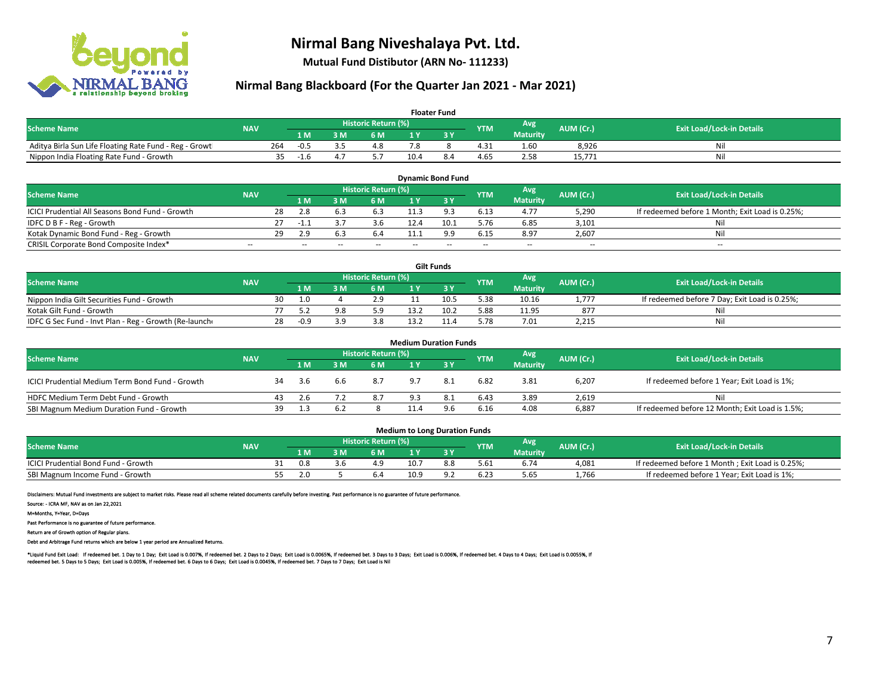# Nirmal Bang Niveshalaya Pvt. Ltd.

**Mutual Fund Distibutor (ARN No- 111233)**

## Nirmal Bang Blackboard (For the Quarter Jan 2021 - Mar 2021)

### Floater Fund

| Scheme Name | NAV | Historic Return (%) | | | | | YTM | Avg Maturity | AUM (Cr.) | Exit Load/Lock-in Details |
|---|---|---|---|---|---|---|---|---|---|---|
| | | 1 M | 3 M | 6 M | 1 Y | 3 Y | | | | |
| Aditya Birla Sun Life Floating Rate Fund - Reg - Growt | 264 | -0.5 | 3.5 | 4.8 | 7.8 | 8 | 4.31 | 1.60 | 8,926 | Nil |
| Nippon India Floating Rate Fund - Growth | 35 | -1.6 | 4.7 | 5.7 | 10.4 | 8.4 | 4.65 | 2.58 | 15,771 | Nil |

### Dynamic Bond Fund

| Scheme Name | NAV | Historic Return (%) | | | | | YTM | Avg Maturity | AUM (Cr.) | Exit Load/Lock-in Details |
|---|---|---|---|---|---|---|---|---|---|---|
| | | 1 M | 3 M | 6 M | 1 Y | 3 Y | | | | |
| ICICI Prudential All Seasons Bond Fund - Growth | 28 | 2.8 | 6.3 | 6.3 | 11.3 | 9.3 | 6.13 | 4.77 | 5,290 | If redeemed before 1 Month; Exit Load is 0.25%; |
| IDFC D B F - Reg - Growth | 27 | -1.1 | 3.7 | 3.6 | 12.4 | 10.1 | 5.76 | 6.85 | 3,101 | Nil |
| Kotak Dynamic Bond Fund - Reg - Growth | 29 | 2.9 | 6.3 | 6.4 | 11.1 | 9.9 | 6.15 | 8.97 | 2,607 | Nil |
| CRISIL Corporate Bond Composite Index* | -- | -- | -- | -- | -- | -- | -- | -- | -- | -- |

### Gilt Funds

| Scheme Name | NAV | Historic Return (%) | | | | | YTM | Avg Maturity | AUM (Cr.) | Exit Load/Lock-in Details |
|---|---|---|---|---|---|---|---|---|---|---|
| | | 1 M | 3 M | 6 M | 1 Y | 3 Y | | | | |
| Nippon India Gilt Securities Fund - Growth | 30 | 1.0 | 4 | 2.9 | 11 | 10.5 | 5.38 | 10.16 | 1,777 | If redeemed before 7 Day; Exit Load is 0.25%; |
| Kotak Gilt Fund - Growth | 77 | 5.2 | 9.8 | 5.9 | 13.2 | 10.2 | 5.88 | 11.95 | 877 | Nil |
| IDFC G Sec Fund - Invt Plan - Reg - Growth (Re-launch | 28 | -0.9 | 3.9 | 3.8 | 13.2 | 11.4 | 5.78 | 7.01 | 2,215 | Nil |

### Medium Duration Funds

| Scheme Name | NAV | Historic Return (%) | | | | | YTM | Avg Maturity | AUM (Cr.) | Exit Load/Lock-in Details |
|---|---|---|---|---|---|---|---|---|---|---|
| | | 1 M | 3 M | 6 M | 1 Y | 3 Y | | | | |
| ICICI Prudential Medium Term Bond Fund - Growth | 34 | 3.6 | 6.6 | 8.7 | 9.7 | 8.1 | 6.82 | 3.81 | 6,207 | If redeemed before 1 Year; Exit Load is 1%; |
| HDFC Medium Term Debt Fund - Growth | 43 | 2.6 | 7.2 | 8.7 | 9.3 | 8.1 | 6.43 | 3.89 | 2,619 | Nil |
| SBI Magnum Medium Duration Fund - Growth | 39 | 1.3 | 6.2 | 8 | 11.4 | 9.6 | 6.16 | 4.08 | 6,887 | If redeemed before 12 Month; Exit Load is 1.5%; |

### Medium to Long Duration Funds

| Scheme Name | NAV | Historic Return (%) | | | | | YTM | Avg Maturity | AUM (Cr.) | Exit Load/Lock-in Details |
|---|---|---|---|---|---|---|---|---|---|---|
| | | 1 M | 3 M | 6 M | 1 Y | 3 Y | | | | |
| ICICI Prudential Bond Fund - Growth | 31 | 0.8 | 3.6 | 4.9 | 10.7 | 8.8 | 5.61 | 6.74 | 4,081 | If redeemed before 1 Month ; Exit Load is 0.25%; |
| SBI Magnum Income Fund - Growth | 55 | 2.0 | 5 | 6.4 | 10.9 | 9.2 | 6.23 | 5.65 | 1,766 | If redeemed before 1 Year; Exit Load is 1%; |

Disclaimers: Mutual Fund investments are subject to market risks. Please read all scheme related documents carefully before investing. Past performance is no guarantee of future performance.

Source: - ICRA MF, NAV as on Jan 22,2021

M=Months, Y=Year, D=Days

Past Performance is no guarantee of future performance.

Return are of Growth option of Regular plans.

Debt and Arbitrage Fund returns which are below 1 year period are Annualized Returns.

*Liquid Fund Exit Load: If redeemed bet. 1 Day to 1 Day; Exit Load is 0.007%, If redeemed bet. 2 Days to 2 Days; Exit Load is 0.0065%, If redeemed bet. 3 Days to 3 Days; Exit Load is 0.006%, If redeemed bet. 4 Days to 4 Days; Exit Load is 0.0055%, If redeemed bet. 5 Days to 5 Days; Exit Load is 0.005%, If redeemed bet. 6 Days to 6 Days; Exit Load is 0.0045%, If redeemed bet. 7 Days to 7 Days; Exit Load is Nil